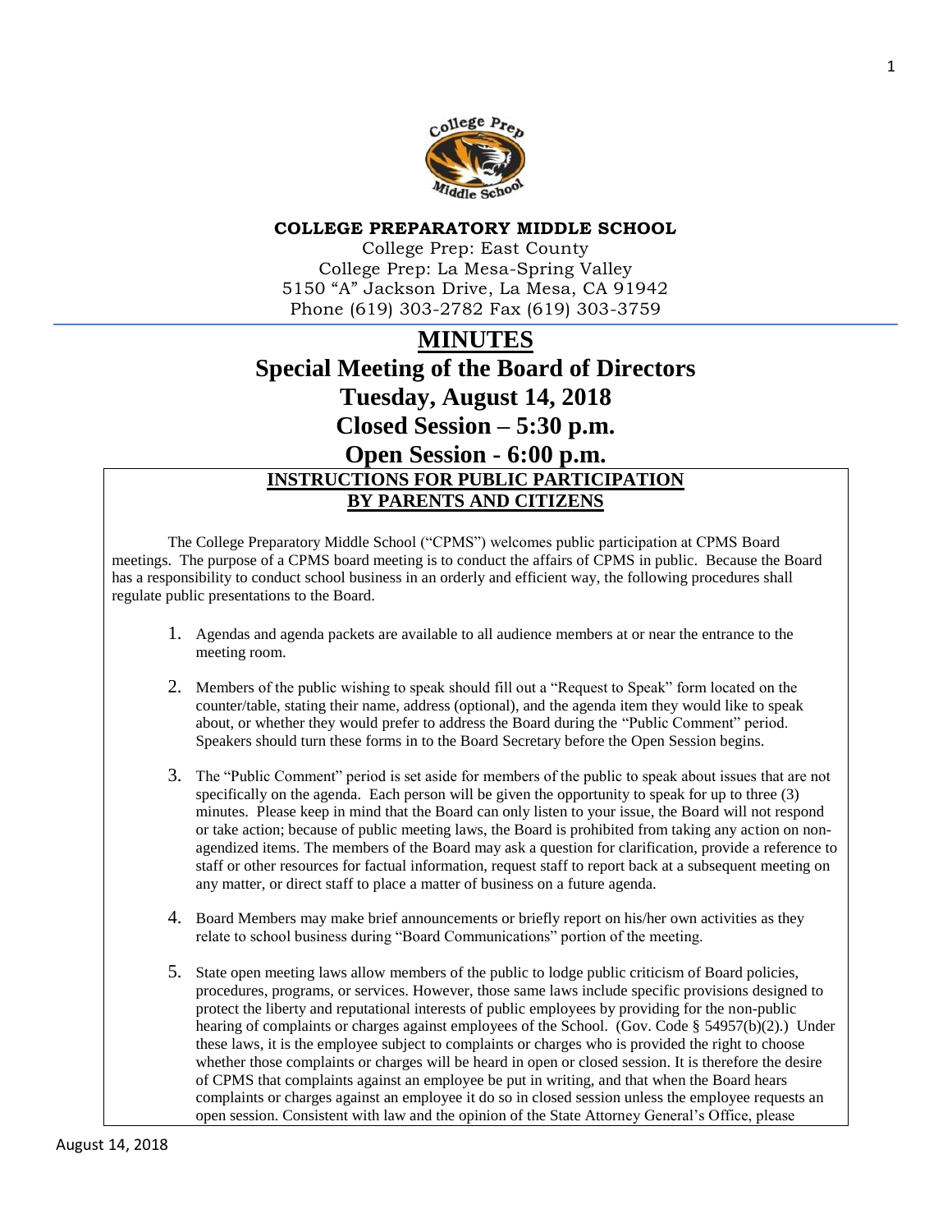**COLLEGE PREPARATORY MIDDLE SCHOOL**

College Prep: East County
College Prep: La Mesa-Spring Valley
5150 "A" Jackson Drive, La Mesa, CA 91942
Phone (619) 303-2782 Fax (619) 303-3759

# MINUTES

# Special Meeting of the Board of Directors

# Tuesday, August 14, 2018

# Closed Session – 5:30 p.m.

# Open Session - 6:00 p.m.

## INSTRUCTIONS FOR PUBLIC PARTICIPATION BY PARENTS AND CITIZENS

The College Preparatory Middle School ("CPMS") welcomes public participation at CPMS Board meetings. The purpose of a CPMS board meeting is to conduct the affairs of CPMS in public. Because the Board has a responsibility to conduct school business in an orderly and efficient way, the following procedures shall regulate public presentations to the Board.

1. Agendas and agenda packets are available to all audience members at or near the entrance to the meeting room.
2. Members of the public wishing to speak should fill out a "Request to Speak" form located on the counter/table, stating their name, address (optional), and the agenda item they would like to speak about, or whether they would prefer to address the Board during the "Public Comment" period. Speakers should turn these forms in to the Board Secretary before the Open Session begins.
3. The "Public Comment" period is set aside for members of the public to speak about issues that are not specifically on the agenda. Each person will be given the opportunity to speak for up to three (3) minutes. Please keep in mind that the Board can only listen to your issue, the Board will not respond or take action; because of public meeting laws, the Board is prohibited from taking any action on non-agendized items. The members of the Board may ask a question for clarification, provide a reference to staff or other resources for factual information, request staff to report back at a subsequent meeting on any matter, or direct staff to place a matter of business on a future agenda.
4. Board Members may make brief announcements or briefly report on his/her own activities as they relate to school business during "Board Communications" portion of the meeting.
5. State open meeting laws allow members of the public to lodge public criticism of Board policies, procedures, programs, or services. However, those same laws include specific provisions designed to protect the liberty and reputational interests of public employees by providing for the non-public hearing of complaints or charges against employees of the School. (Gov. Code § 54957(b)(2).) Under these laws, it is the employee subject to complaints or charges who is provided the right to choose whether those complaints or charges will be heard in open or closed session. It is therefore the desire of CPMS that complaints against an employee be put in writing, and that when the Board hears complaints or charges against an employee it do so in closed session unless the employee requests an open session. Consistent with law and the opinion of the State Attorney General's Office, please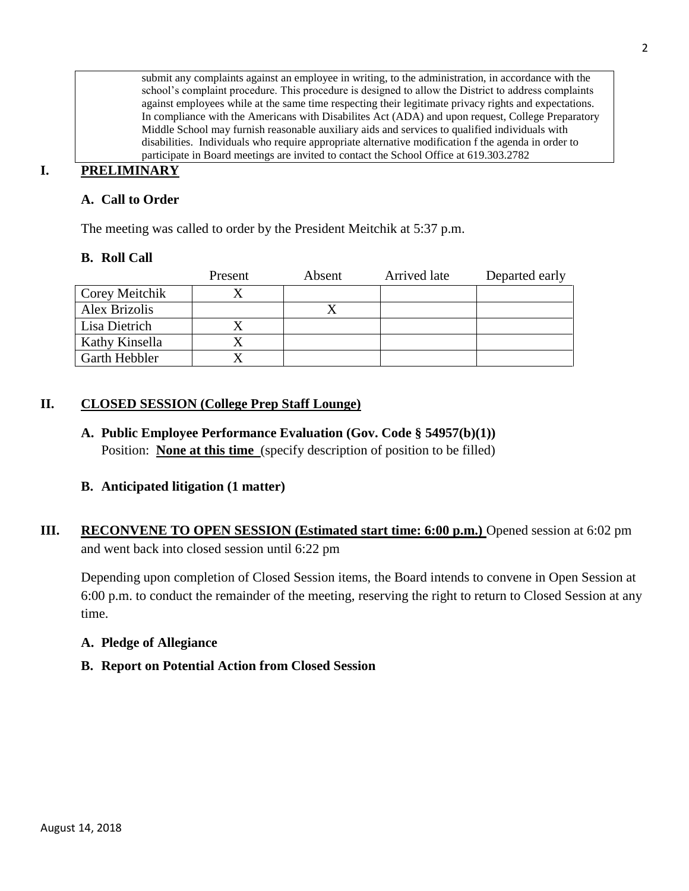submit any complaints against an employee in writing, to the administration, in accordance with the school's complaint procedure. This procedure is designed to allow the District to address complaints against employees while at the same time respecting their legitimate privacy rights and expectations. In compliance with the Americans with Disabilites Act (ADA) and upon request, College Preparatory Middle School may furnish reasonable auxiliary aids and services to qualified individuals with disabilities. Individuals who require appropriate alternative modification f the agenda in order to participate in Board meetings are invited to contact the School Office at 619.303.2782

## I. PRELIMINARY

### A. Call to Order

The meeting was called to order by the President Meitchik at 5:37 p.m.

### B. Roll Call

| | Present | Absent | Arrived late | Departed early |
|---|---|---|---|---|
| Corey Meitchik | X | | | |
| Alex Brizolis | | X | | |
| Lisa Dietrich | X | | | |
| Kathy Kinsella | X | | | |
| Garth Hebbler | X | | | |

## II. CLOSED SESSION (College Prep Staff Lounge)

### A. Public Employee Performance Evaluation (Gov. Code § 54957(b)(1))

Position: **None at this time** (specify description of position to be filled)

### B. Anticipated litigation (1 matter)

## III. RECONVENE TO OPEN SESSION (Estimated start time: 6:00 p.m.) Opened session at 6:02 pm and went back into closed session until 6:22 pm

Depending upon completion of Closed Session items, the Board intends to convene in Open Session at 6:00 p.m. to conduct the remainder of the meeting, reserving the right to return to Closed Session at any time.

### A. Pledge of Allegiance

### B. Report on Potential Action from Closed Session

August 14, 2018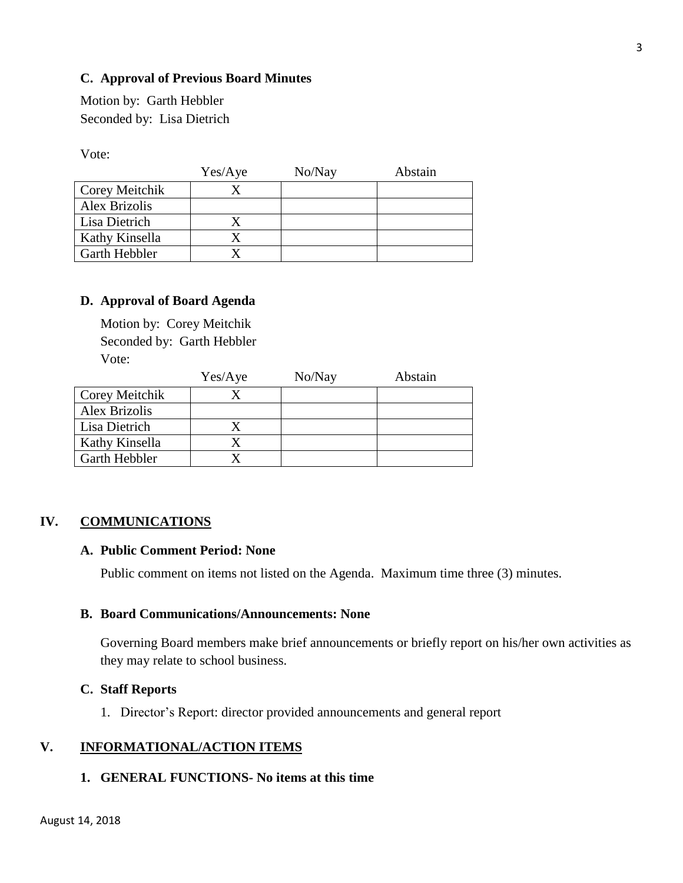### C. Approval of Previous Board Minutes

Motion by: Garth Hebbler
Seconded by: Lisa Dietrich

Vote:

| | Yes/Aye | No/Nay | Abstain |
|---|---|---|---|
| Corey Meitchik | X | | |
| Alex Brizolis | | | |
| Lisa Dietrich | X | | |
| Kathy Kinsella | X | | |
| Garth Hebbler | X | | |

### D. Approval of Board Agenda

Motion by: Corey Meitchik
Seconded by: Garth Hebbler
Vote:

| | Yes/Aye | No/Nay | Abstain |
|---|---|---|---|
| Corey Meitchik | X | | |
| Alex Brizolis | | | |
| Lisa Dietrich | X | | |
| Kathy Kinsella | X | | |
| Garth Hebbler | X | | |

## IV. COMMUNICATIONS

### A. Public Comment Period: None

Public comment on items not listed on the Agenda. Maximum time three (3) minutes.

### B. Board Communications/Announcements: None

Governing Board members make brief announcements or briefly report on his/her own activities as they may relate to school business.

### C. Staff Reports

1. Director's Report: director provided announcements and general report

## V. INFORMATIONAL/ACTION ITEMS

### 1. GENERAL FUNCTIONS- No items at this time

August 14, 2018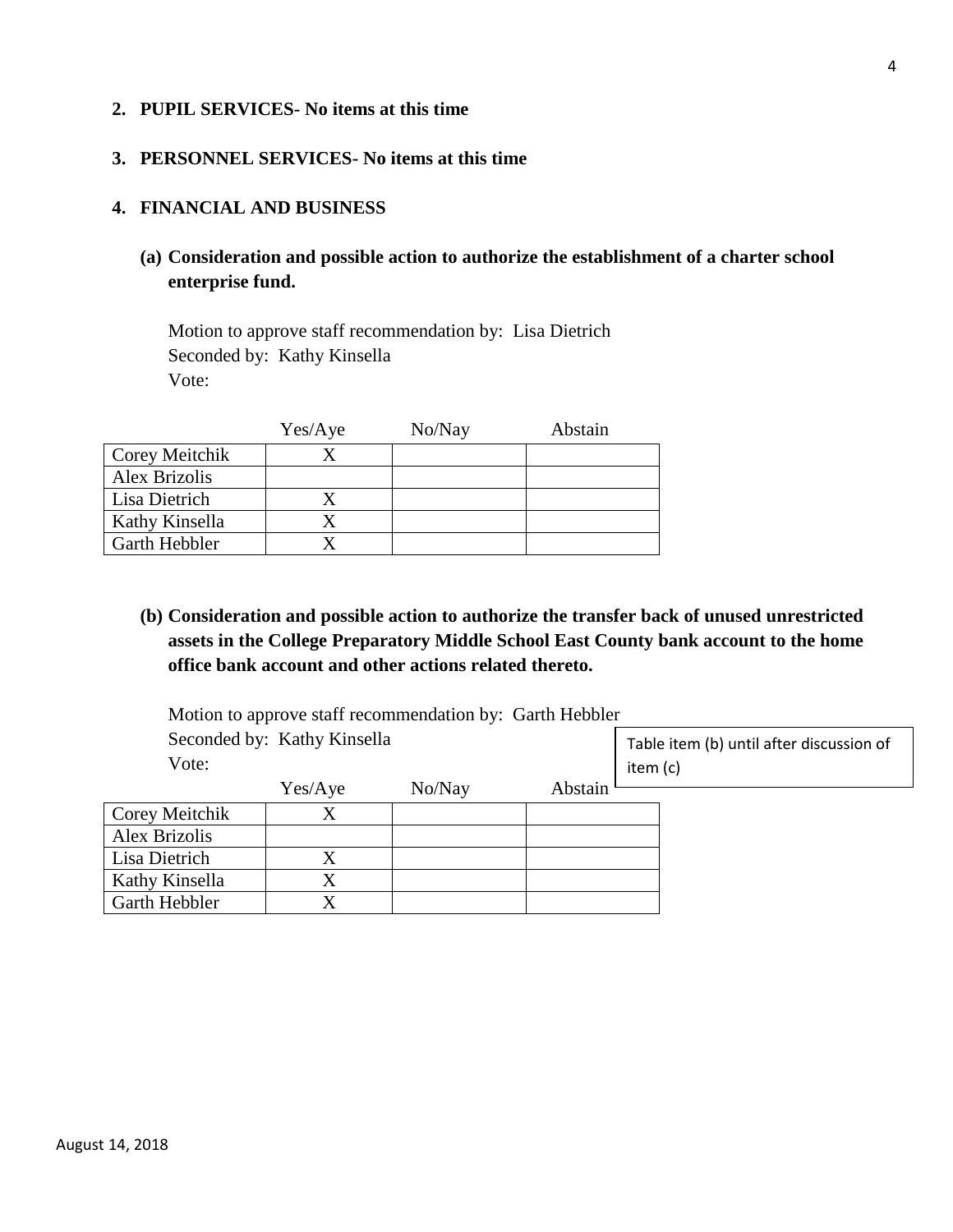**2. PUPIL SERVICES- No items at this time**

**3. PERSONNEL SERVICES- No items at this time**

**4. FINANCIAL AND BUSINESS**

**(a) Consideration and possible action to authorize the establishment of a charter school enterprise fund.**

Motion to approve staff recommendation by: Lisa Dietrich
Seconded by: Kathy Kinsella
Vote:

| | Yes/Aye | No/Nay | Abstain |
|---|---|---|---|
| Corey Meitchik | X | | |
| Alex Brizolis | | | |
| Lisa Dietrich | X | | |
| Kathy Kinsella | X | | |
| Garth Hebbler | X | | |

**(b) Consideration and possible action to authorize the transfer back of unused unrestricted assets in the College Preparatory Middle School East County bank account to the home office bank account and other actions related thereto.**

Motion to approve staff recommendation by: Garth Hebbler
Seconded by: Kathy Kinsella
Vote:

Table item (b) until after discussion of item (c)

| | Yes/Aye | No/Nay | Abstain |
|---|---|---|---|
| Corey Meitchik | X | | |
| Alex Brizolis | | | |
| Lisa Dietrich | X | | |
| Kathy Kinsella | X | | |
| Garth Hebbler | X | | |

August 14, 2018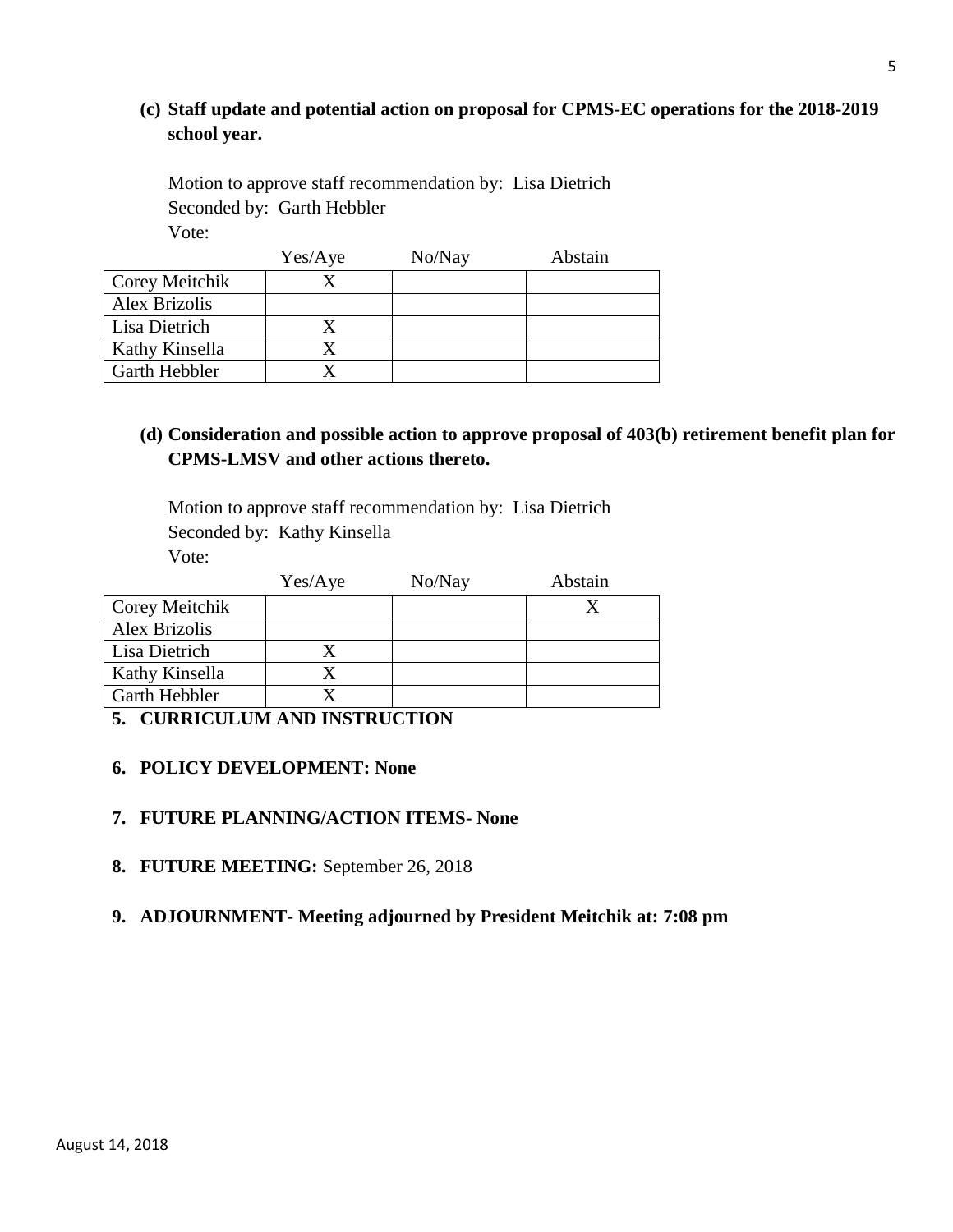**(c) Staff update and potential action on proposal for CPMS-EC operations for the 2018-2019 school year.**

Motion to approve staff recommendation by: Lisa Dietrich
Seconded by: Garth Hebbler
Vote:

| | Yes/Aye | No/Nay | Abstain |
|---|---|---|---|
| Corey Meitchik | X | | |
| Alex Brizolis | | | |
| Lisa Dietrich | X | | |
| Kathy Kinsella | X | | |
| Garth Hebbler | X | | |

**(d) Consideration and possible action to approve proposal of 403(b) retirement benefit plan for CPMS-LMSV and other actions thereto.**

Motion to approve staff recommendation by: Lisa Dietrich
Seconded by: Kathy Kinsella
Vote:

| | Yes/Aye | No/Nay | Abstain |
|---|---|---|---|
| Corey Meitchik | | | X |
| Alex Brizolis | | | |
| Lisa Dietrich | X | | |
| Kathy Kinsella | X | | |
| Garth Hebbler | X | | |

**5. CURRICULUM AND INSTRUCTION**

**6. POLICY DEVELOPMENT: None**

**7. FUTURE PLANNING/ACTION ITEMS- None**

**8. FUTURE MEETING:** September 26, 2018

**9. ADJOURNMENT- Meeting adjourned by President Meitchik at: 7:08 pm**